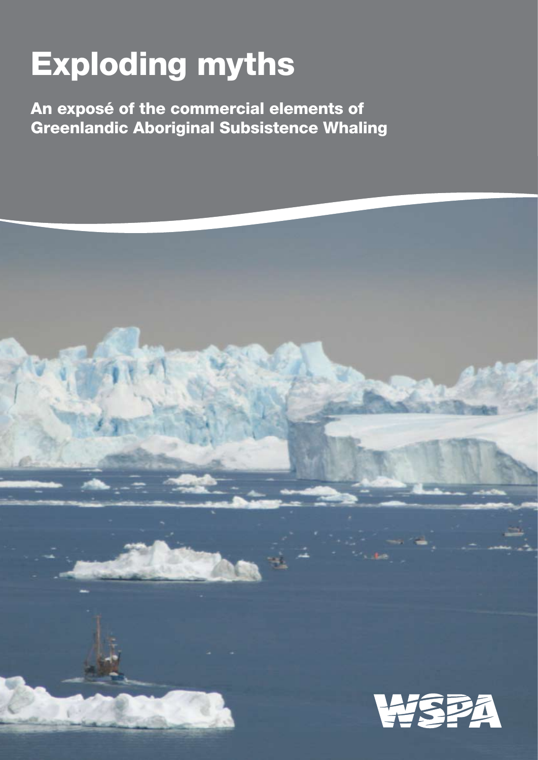# Exploding myths

## An exposé of the commercial elements of Greenlandic Aboriginal Subsistence Whaling

WSPA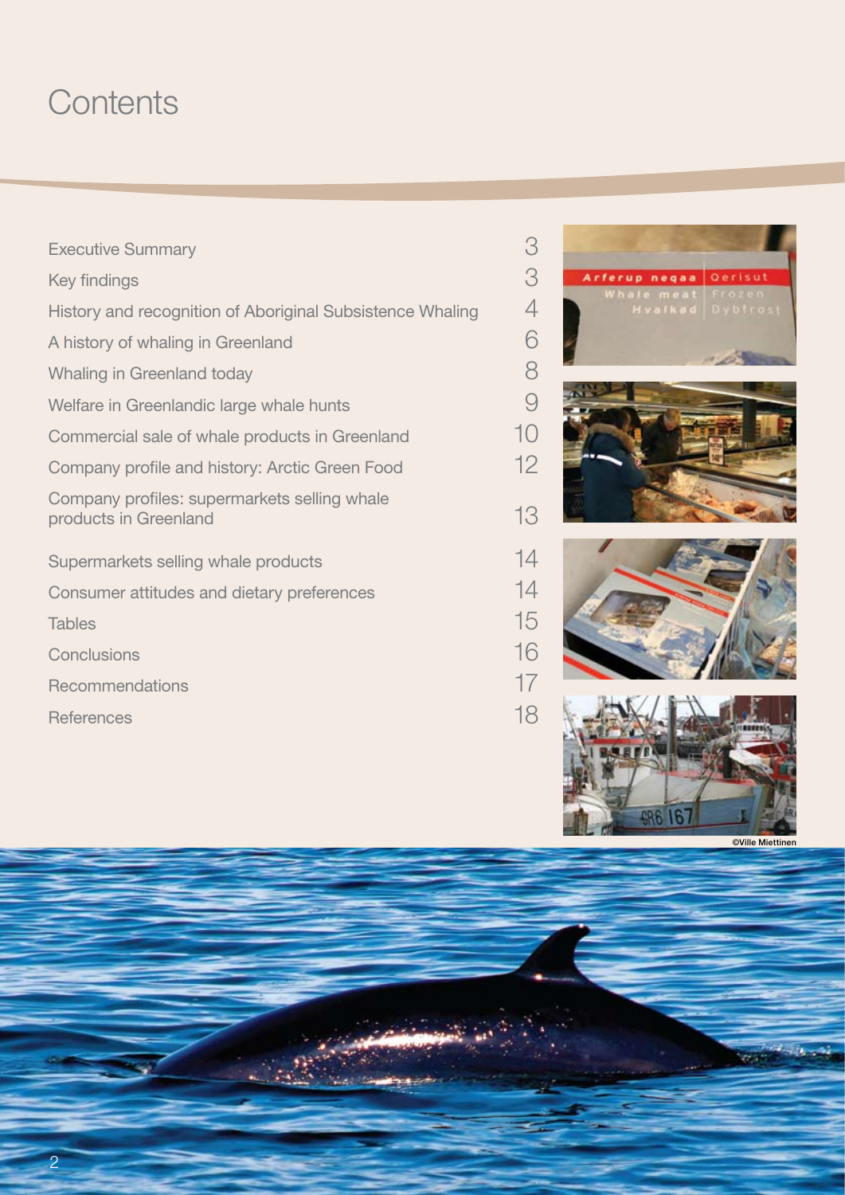# Contents

| | |
|---|---|
| Executive Summary | 3 |
| Key findings | 3 |
| History and recognition of Aboriginal Subsistence Whaling | 4 |
| A history of whaling in Greenland | 6 |
| Whaling in Greenland today | 8 |
| Welfare in Greenlandic large whale hunts | 9 |
| Commercial sale of whale products in Greenland | 10 |
| Company profile and history: Arctic Green Food | 12 |
| Company profiles: supermarkets selling whale products in Greenland | 13 |
| Supermarkets selling whale products | 14 |
| Consumer attitudes and dietary preferences | 14 |
| Tables | 15 |
| Conclusions | 16 |
| Recommendations | 17 |
| References | 18 |

©Ville Miettinen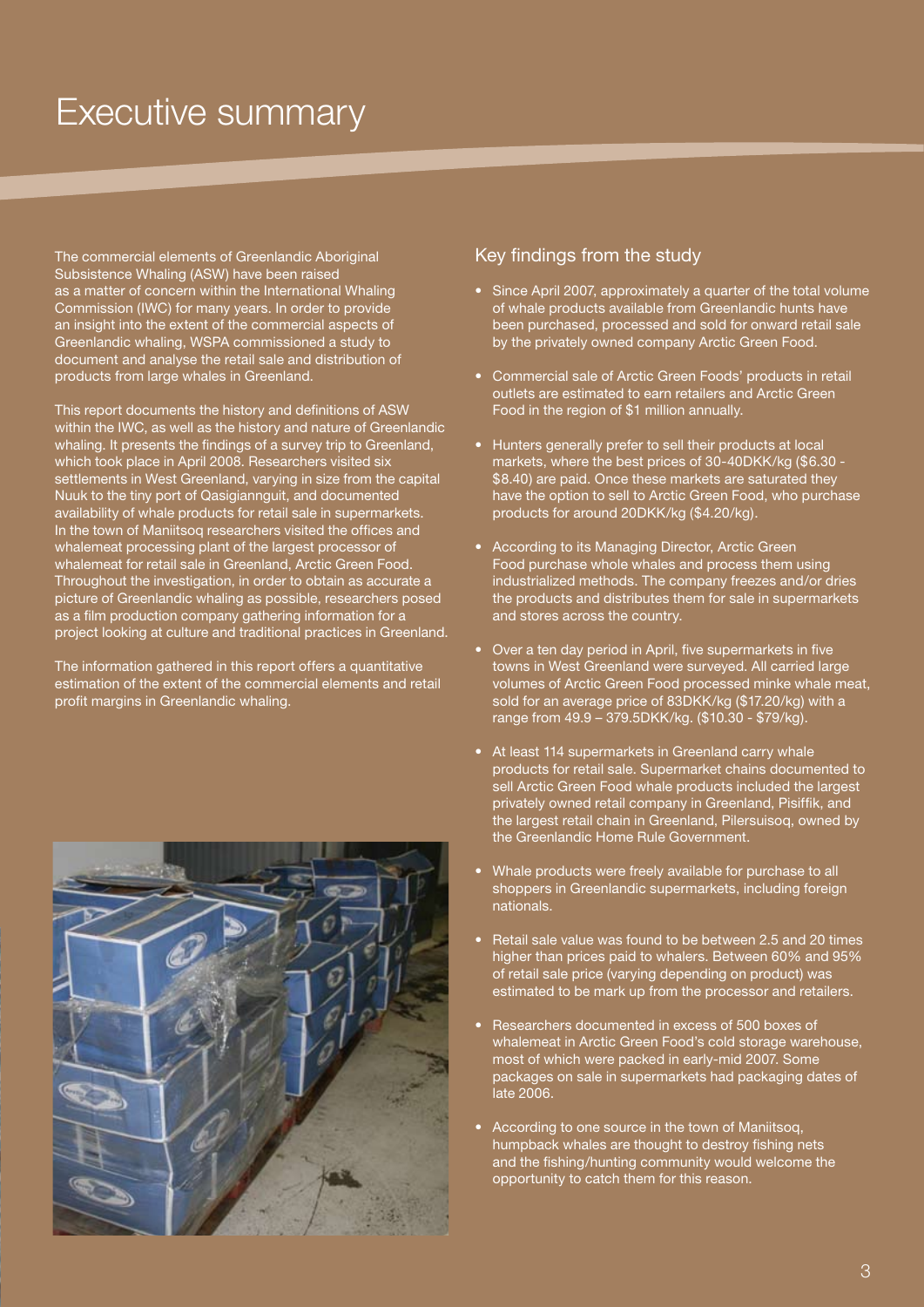# Executive summary

The commercial elements of Greenlandic Aboriginal Subsistence Whaling (ASW) have been raised as a matter of concern within the International Whaling Commission (IWC) for many years. In order to provide an insight into the extent of the commercial aspects of Greenlandic whaling, WSPA commissioned a study to document and analyse the retail sale and distribution of products from large whales in Greenland.

This report documents the history and definitions of ASW within the IWC, as well as the history and nature of Greenlandic whaling. It presents the findings of a survey trip to Greenland, which took place in April 2008. Researchers visited six settlements in West Greenland, varying in size from the capital Nuuk to the tiny port of Qasigiannguit, and documented availability of whale products for retail sale in supermarkets. In the town of Maniitsoq researchers visited the offices and whalemeat processing plant of the largest processor of whalemeat for retail sale in Greenland, Arctic Green Food. Throughout the investigation, in order to obtain as accurate a picture of Greenlandic whaling as possible, researchers posed as a film production company gathering information for a project looking at culture and traditional practices in Greenland.

The information gathered in this report offers a quantitative estimation of the extent of the commercial elements and retail profit margins in Greenlandic whaling.

## Key findings from the study

- Since April 2007, approximately a quarter of the total volume of whale products available from Greenlandic hunts have been purchased, processed and sold for onward retail sale by the privately owned company Arctic Green Food.
- Commercial sale of Arctic Green Foods' products in retail outlets are estimated to earn retailers and Arctic Green Food in the region of $1 million annually.
- Hunters generally prefer to sell their products at local markets, where the best prices of 30-40DKK/kg ($6.30 - $8.40) are paid. Once these markets are saturated they have the option to sell to Arctic Green Food, who purchase products for around 20DKK/kg ($4.20/kg).
- According to its Managing Director, Arctic Green Food purchase whole whales and process them using industrialized methods. The company freezes and/or dries the products and distributes them for sale in supermarkets and stores across the country.
- Over a ten day period in April, five supermarkets in five towns in West Greenland were surveyed. All carried large volumes of Arctic Green Food processed minke whale meat, sold for an average price of 83DKK/kg ($17.20/kg) with a range from 49.9 – 379.5DKK/kg. ($10.30 - $79/kg).
- At least 114 supermarkets in Greenland carry whale products for retail sale. Supermarket chains documented to sell Arctic Green Food whale products included the largest privately owned retail company in Greenland, Pisiffik, and the largest retail chain in Greenland, Pilersuisoq, owned by the Greenlandic Home Rule Government.
- Whale products were freely available for purchase to all shoppers in Greenlandic supermarkets, including foreign nationals.
- Retail sale value was found to be between 2.5 and 20 times higher than prices paid to whalers. Between 60% and 95% of retail sale price (varying depending on product) was estimated to be mark up from the processor and retailers.
- Researchers documented in excess of 500 boxes of whalemeat in Arctic Green Food's cold storage warehouse, most of which were packed in early-mid 2007. Some packages on sale in supermarkets had packaging dates of late 2006.
- According to one source in the town of Maniitsoq, humpback whales are thought to destroy fishing nets and the fishing/hunting community would welcome the opportunity to catch them for this reason.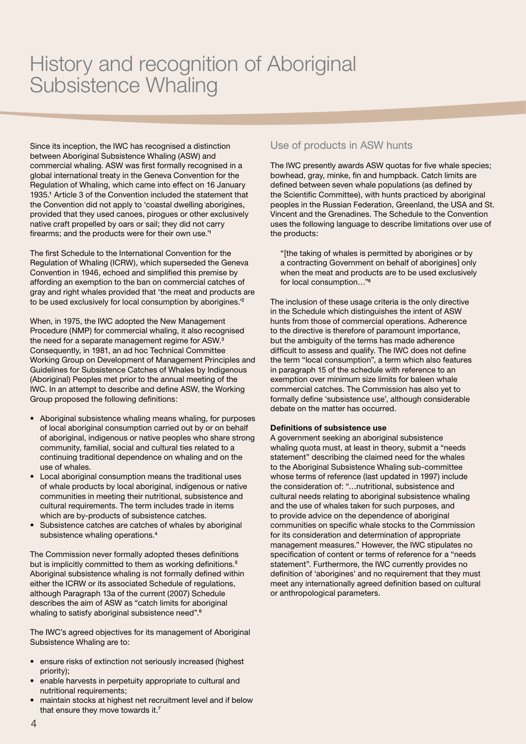# History and recognition of Aboriginal Subsistence Whaling

Since its inception, the IWC has recognised a distinction between Aboriginal Subsistence Whaling (ASW) and commercial whaling. ASW was first formally recognised in a global international treaty in the Geneva Convention for the Regulation of Whaling, which came into effect on 16 January 1935.[1] Article 3 of the Convention included the statement that the Convention did not apply to 'coastal dwelling aborigines, provided that they used canoes, pirogues or other exclusively native craft propelled by oars or sail; they did not carry firearms; and the products were for their own use.'[1]

The first Schedule to the International Convention for the Regulation of Whaling (ICRW), which superseded the Geneva Convention in 1946, echoed and simplified this premise by affording an exemption to the ban on commercial catches of gray and right whales provided that 'the meat and products are to be used exclusively for local consumption by aborigines.'[2]

When, in 1975, the IWC adopted the New Management Procedure (NMP) for commercial whaling, it also recognised the need for a separate management regime for ASW.[3] Consequently, in 1981, an ad hoc Technical Committee Working Group on Development of Management Principles and Guidelines for Subsistence Catches of Whales by Indigenous (Aboriginal) Peoples met prior to the annual meeting of the IWC. In an attempt to describe and define ASW, the Working Group proposed the following definitions:

- Aboriginal subsistence whaling means whaling, for purposes of local aboriginal consumption carried out by or on behalf of aboriginal, indigenous or native peoples who share strong community, familial, social and cultural ties related to a continuing traditional dependence on whaling and on the use of whales.
- Local aboriginal consumption means the traditional uses of whale products by local aboriginal, indigenous or native communities in meeting their nutritional, subsistence and cultural requirements. The term includes trade in items which are by-products of subsistence catches.
- Subsistence catches are catches of whales by aboriginal subsistence whaling operations.[4]

The Commission never formally adopted theses definitions but is implicitly committed to them as working definitions.[5] Aboriginal subsistence whaling is not formally defined within either the ICRW or its associated Schedule of regulations, although Paragraph 13a of the current (2007) Schedule describes the aim of ASW as "catch limits for aboriginal whaling to satisfy aboriginal subsistence need".[6]

The IWC's agreed objectives for its management of Aboriginal Subsistence Whaling are to:

- ensure risks of extinction not seriously increased (highest priority);
- enable harvests in perpetuity appropriate to cultural and nutritional requirements;
- maintain stocks at highest net recruitment level and if below that ensure they move towards it.[7]

## Use of products in ASW hunts

The IWC presently awards ASW quotas for five whale species; bowhead, gray, minke, fin and humpback. Catch limits are defined between seven whale populations (as defined by the Scientific Committee), with hunts practiced by aboriginal peoples in the Russian Federation, Greenland, the USA and St. Vincent and the Grenadines. The Schedule to the Convention uses the following language to describe limitations over use of the products:

> "[the taking of whales is permitted by aborigines or by a contracting Government on behalf of aborigines] only when the meat and products are to be used exclusively for local consumption…"[6]

The inclusion of these usage criteria is the only directive in the Schedule which distinguishes the intent of ASW hunts from those of commercial operations. Adherence to the directive is therefore of paramount importance, but the ambiguity of the terms has made adherence difficult to assess and qualify. The IWC does not define the term "local consumption", a term which also features in paragraph 15 of the schedule with reference to an exemption over minimum size limits for baleen whale commercial catches. The Commission has also yet to formally define 'subsistence use', although considerable debate on the matter has occurred.

**Definitions of subsistence use**

A government seeking an aboriginal subsistence whaling quota must, at least in theory, submit a "needs statement" describing the claimed need for the whales to the Aboriginal Subsistence Whaling sub-committee whose terms of reference (last updated in 1997) include the consideration of: "…nutritional, subsistence and cultural needs relating to aboriginal subsistence whaling and the use of whales taken for such purposes, and to provide advice on the dependence of aboriginal communities on specific whale stocks to the Commission for its consideration and determination of appropriate management measures." However, the IWC stipulates no specification of content or terms of reference for a "needs statement". Furthermore, the IWC currently provides no definition of 'aborigines' and no requirement that they must meet any internationally agreed definition based on cultural or anthropological parameters.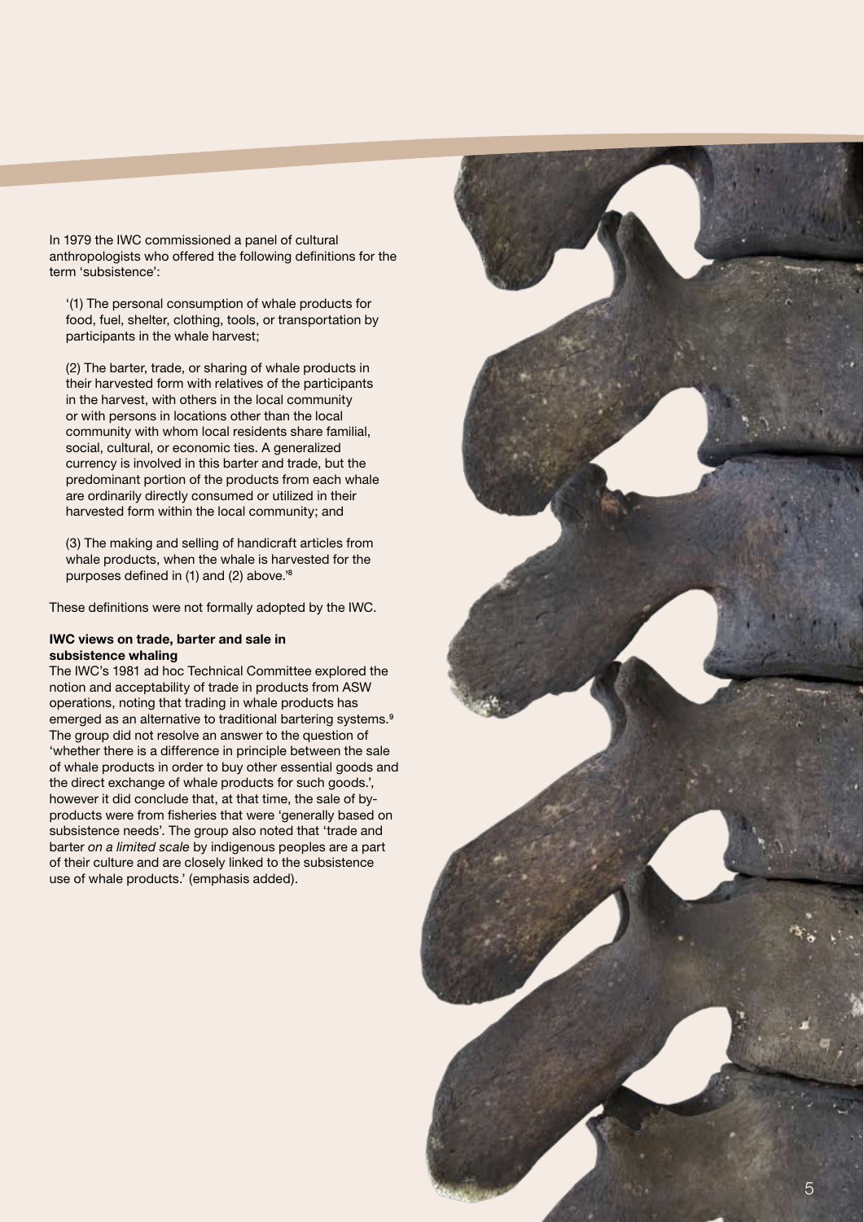In 1979 the IWC commissioned a panel of cultural anthropologists who offered the following definitions for the term 'subsistence':

> '(1) The personal consumption of whale products for food, fuel, shelter, clothing, tools, or transportation by participants in the whale harvest;
>
> (2) The barter, trade, or sharing of whale products in their harvested form with relatives of the participants in the harvest, with others in the local community or with persons in locations other than the local community with whom local residents share familial, social, cultural, or economic ties. A generalized currency is involved in this barter and trade, but the predominant portion of the products from each whale are ordinarily directly consumed or utilized in their harvested form within the local community; and
>
> (3) The making and selling of handicraft articles from whale products, when the whale is harvested for the purposes defined in (1) and (2) above.'[8]

These definitions were not formally adopted by the IWC.

**IWC views on trade, barter and sale in subsistence whaling**

The IWC's 1981 ad hoc Technical Committee explored the notion and acceptability of trade in products from ASW operations, noting that trading in whale products has emerged as an alternative to traditional bartering systems.[9] The group did not resolve an answer to the question of 'whether there is a difference in principle between the sale of whale products in order to buy other essential goods and the direct exchange of whale products for such goods.', however it did conclude that, at that time, the sale of by-products were from fisheries that were 'generally based on subsistence needs'. The group also noted that 'trade and barter *on a limited scale* by indigenous peoples are a part of their culture and are closely linked to the subsistence use of whale products.' (emphasis added).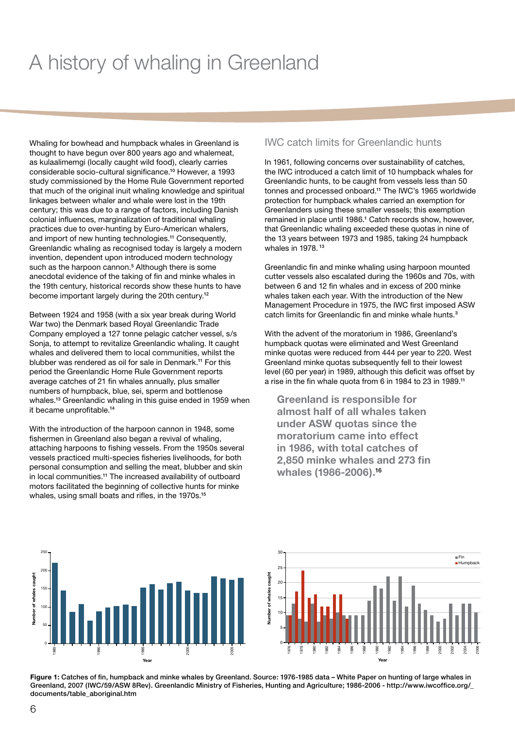# A history of whaling in Greenland

Whaling for bowhead and humpback whales in Greenland is thought to have begun over 800 years ago and whalemeat, as kulaalimemgi (locally caught wild food), clearly carries considerable socio-cultural significance.[10] However, a 1993 study commissioned by the Home Rule Government reported that much of the original inuit whaling knowledge and spiritual linkages between whaler and whale were lost in the 19th century; this was due to a range of factors, including Danish colonial influences, marginalization of traditional whaling practices due to over-hunting by Euro-American whalers, and import of new hunting technologies.[11] Consequently, Greenlandic whaling as recognised today is largely a modern invention, dependent upon introduced modern technology such as the harpoon cannon.[5] Although there is some anecdotal evidence of the taking of fin and minke whales in the 19th century, historical records show these hunts to have become important largely during the 20th century.[12]

Between 1924 and 1958 (with a six year break during World War two) the Denmark based Royal Greenlandic Trade Company employed a 127 tonne pelagic catcher vessel, s/s Sonja, to attempt to revitalize Greenlandic whaling. It caught whales and delivered them to local communities, whilst the blubber was rendered as oil for sale in Denmark.[11] For this period the Greenlandic Home Rule Government reports average catches of 21 fin whales annually, plus smaller numbers of humpback, blue, sei, sperm and bottlenose whales.[13] Greenlandic whaling in this guise ended in 1959 when it became unprofitable.[14]

With the introduction of the harpoon cannon in 1948, some fishermen in Greenland also began a revival of whaling, attaching harpoons to fishing vessels. From the 1950s several vessels practiced multi-species fisheries livelihoods, for both personal consumption and selling the meat, blubber and skin in local communities.[11] The increased availability of outboard motors facilitated the beginning of collective hunts for minke whales, using small boats and rifles, in the 1970s.[15]

## IWC catch limits for Greenlandic hunts

In 1961, following concerns over sustainability of catches, the IWC introduced a catch limit of 10 humpback whales for Greenlandic hunts, to be caught from vessels less than 50 tonnes and processed onboard.[11] The IWC's 1965 worldwide protection for humpback whales carried an exemption for Greenlanders using these smaller vessels; this exemption remained in place until 1986.[1] Catch records show, however, that Greenlandic whaling exceeded these quotas in nine of the 13 years between 1973 and 1985, taking 24 humpback whales in 1978.[13]

Greenlandic fin and minke whaling using harpoon mounted cutter vessels also escalated during the 1960s and 70s, with between 6 and 12 fin whales and in excess of 200 minke whales taken each year. With the introduction of the New Management Procedure in 1975, the IWC first imposed ASW catch limits for Greenlandic fin and minke whale hunts.[3]

With the advent of the moratorium in 1986, Greenland's humpback quotas were eliminated and West Greenland minke quotas were reduced from 444 per year to 220. West Greenland minke quotas subsequently fell to their lowest level (60 per year) in 1989, although this deficit was offset by a rise in the fin whale quota from 6 in 1984 to 23 in 1989.[11]

> **Greenland is responsible for almost half of all whales taken under ASW quotas since the moratorium came into effect in 1986, with total catches of 2,850 minke whales and 273 fin whales (1986-2006).[16]**

**Figure 1:** Catches of fin, humpback and minke whales by Greenland. Source: 1976-1985 data – White Paper on hunting of large whales in Greenland, 2007 (IWC/59/ASW 8Rev). Greenlandic Ministry of Fisheries, Hunting and Agriculture; 1986-2006 - http://www.iwcoffice.org/_documents/table_aboriginal.htm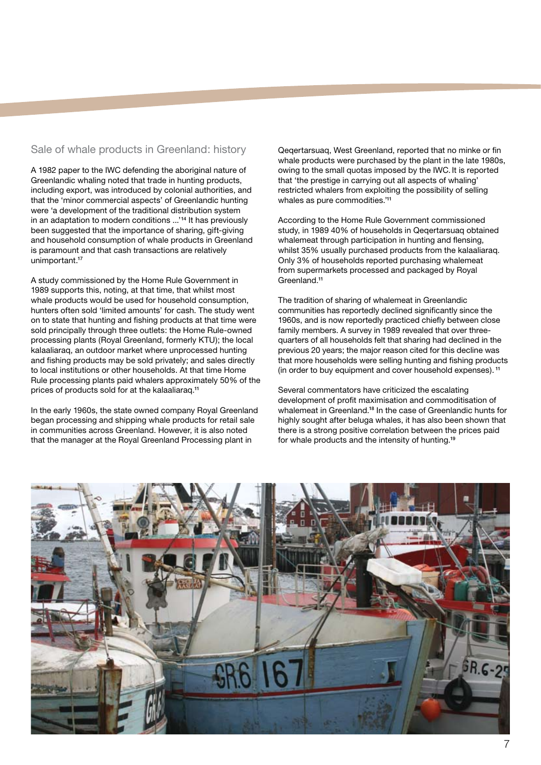## Sale of whale products in Greenland: history

A 1982 paper to the IWC defending the aboriginal nature of Greenlandic whaling noted that trade in hunting products, including export, was introduced by colonial authorities, and that the 'minor commercial aspects' of Greenlandic hunting were 'a development of the traditional distribution system in an adaptation to modern conditions ...'[14] It has previously been suggested that the importance of sharing, gift-giving and household consumption of whale products in Greenland is paramount and that cash transactions are relatively unimportant.[17]

A study commissioned by the Home Rule Government in 1989 supports this, noting, at that time, that whilst most whale products would be used for household consumption, hunters often sold 'limited amounts' for cash. The study went on to state that hunting and fishing products at that time were sold principally through three outlets: the Home Rule-owned processing plants (Royal Greenland, formerly KTU); the local kalaaliaraq, an outdoor market where unprocessed hunting and fishing products may be sold privately; and sales directly to local institutions or other households. At that time Home Rule processing plants paid whalers approximately 50% of the prices of products sold for at the kalaaliaraq.[11]

In the early 1960s, the state owned company Royal Greenland began processing and shipping whale products for retail sale in communities across Greenland. However, it is also noted that the manager at the Royal Greenland Processing plant in Qeqertarsuaq, West Greenland, reported that no minke or fin whale products were purchased by the plant in the late 1980s, owing to the small quotas imposed by the IWC. It is reported that 'the prestige in carrying out all aspects of whaling' restricted whalers from exploiting the possibility of selling whales as pure commodities.'[11]

According to the Home Rule Government commissioned study, in 1989 40% of households in Qeqertarsuaq obtained whalemeat through participation in hunting and flensing, whilst 35% usually purchased products from the kalaaliaraq. Only 3% of households reported purchasing whalemeat from supermarkets processed and packaged by Royal Greenland.[11]

The tradition of sharing of whalemeat in Greenlandic communities has reportedly declined significantly since the 1960s, and is now reportedly practiced chiefly between close family members. A survey in 1989 revealed that over three-quarters of all households felt that sharing had declined in the previous 20 years; the major reason cited for this decline was that more households were selling hunting and fishing products (in order to buy equipment and cover household expenses).[11]

Several commentators have criticized the escalating development of profit maximisation and commoditisation of whalemeat in Greenland.[18] In the case of Greenlandic hunts for highly sought after beluga whales, it has also been shown that there is a strong positive correlation between the prices paid for whale products and the intensity of hunting.[19]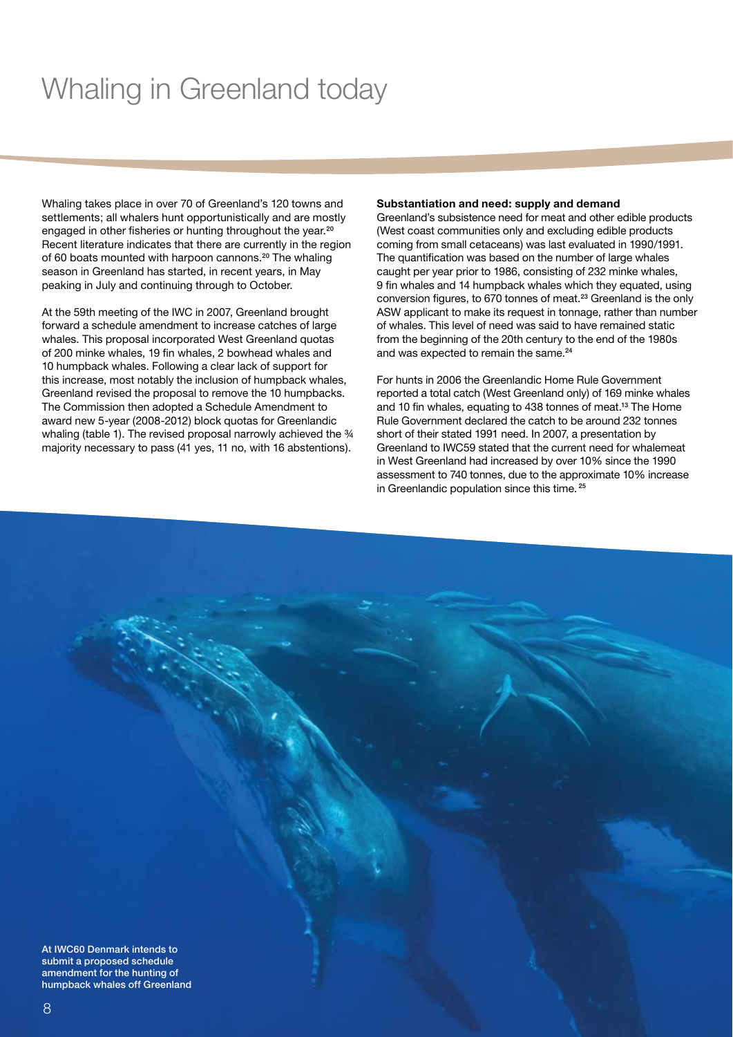# Whaling in Greenland today

Whaling takes place in over 70 of Greenland's 120 towns and settlements; all whalers hunt opportunistically and are mostly engaged in other fisheries or hunting throughout the year.[20] Recent literature indicates that there are currently in the region of 60 boats mounted with harpoon cannons.[20] The whaling season in Greenland has started, in recent years, in May peaking in July and continuing through to October.

At the 59th meeting of the IWC in 2007, Greenland brought forward a schedule amendment to increase catches of large whales. This proposal incorporated West Greenland quotas of 200 minke whales, 19 fin whales, 2 bowhead whales and 10 humpback whales. Following a clear lack of support for this increase, most notably the inclusion of humpback whales, Greenland revised the proposal to remove the 10 humpbacks. The Commission then adopted a Schedule Amendment to award new 5-year (2008-2012) block quotas for Greenlandic whaling (table 1). The revised proposal narrowly achieved the ¾ majority necessary to pass (41 yes, 11 no, with 16 abstentions).

**Substantiation and need: supply and demand**

Greenland's subsistence need for meat and other edible products (West coast communities only and excluding edible products coming from small cetaceans) was last evaluated in 1990/1991. The quantification was based on the number of large whales caught per year prior to 1986, consisting of 232 minke whales, 9 fin whales and 14 humpback whales which they equated, using conversion figures, to 670 tonnes of meat.[23] Greenland is the only ASW applicant to make its request in tonnage, rather than number of whales. This level of need was said to have remained static from the beginning of the 20th century to the end of the 1980s and was expected to remain the same.[24]

For hunts in 2006 the Greenlandic Home Rule Government reported a total catch (West Greenland only) of 169 minke whales and 10 fin whales, equating to 438 tonnes of meat.[13] The Home Rule Government declared the catch to be around 232 tonnes short of their stated 1991 need. In 2007, a presentation by Greenland to IWC59 stated that the current need for whalemeat in West Greenland had increased by over 10% since the 1990 assessment to 740 tonnes, due to the approximate 10% increase in Greenlandic population since this time.[25]

**At IWC60 Denmark intends to submit a proposed schedule amendment for the hunting of humpback whales off Greenland**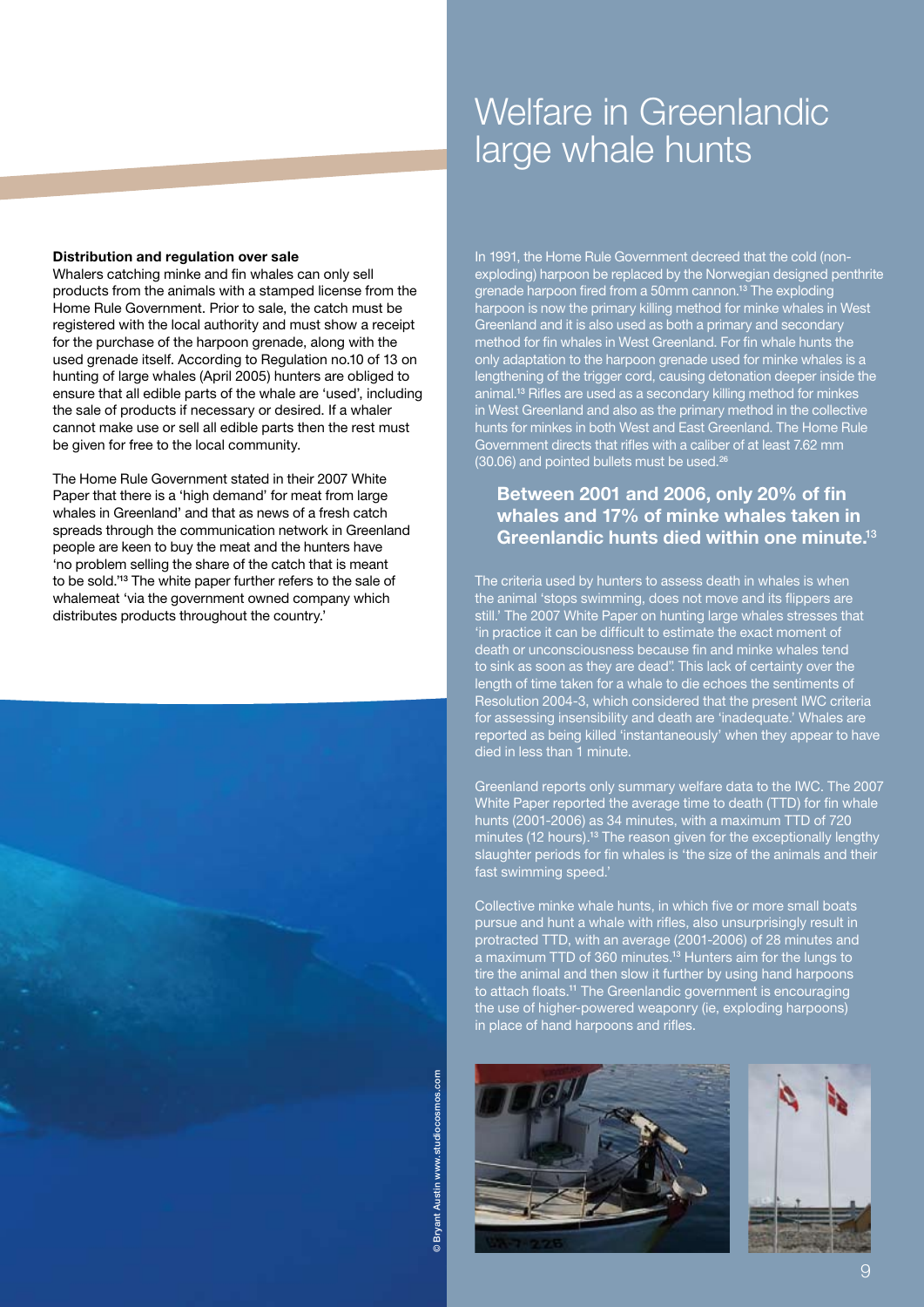# Welfare in Greenlandic large whale hunts

**Distribution and regulation over sale**

Whalers catching minke and fin whales can only sell products from the animals with a stamped license from the Home Rule Government. Prior to sale, the catch must be registered with the local authority and must show a receipt for the purchase of the harpoon grenade, along with the used grenade itself. According to Regulation no.10 of 13 on hunting of large whales (April 2005) hunters are obliged to ensure that all edible parts of the whale are 'used', including the sale of products if necessary or desired. If a whaler cannot make use or sell all edible parts then the rest must be given for free to the local community.

The Home Rule Government stated in their 2007 White Paper that there is a 'high demand' for meat from large whales in Greenland' and that as news of a fresh catch spreads through the communication network in Greenland people are keen to buy the meat and the hunters have 'no problem selling the share of the catch that is meant to be sold.'[13] The white paper further refers to the sale of whalemeat 'via the government owned company which distributes products throughout the country.'

© Bryant Austin www.studiocosmos.com

In 1991, the Home Rule Government decreed that the cold (non-exploding) harpoon be replaced by the Norwegian designed penthrite grenade harpoon fired from a 50mm cannon.[13] The exploding harpoon is now the primary killing method for minke whales in West Greenland and it is also used as both a primary and secondary method for fin whales in West Greenland. For fin whale hunts the only adaptation to the harpoon grenade used for minke whales is a lengthening of the trigger cord, causing detonation deeper inside the animal.[13] Rifles are used as a secondary killing method for minkes in West Greenland and also as the primary method in the collective hunts for minkes in both West and East Greenland. The Home Rule Government directs that rifles with a caliber of at least 7.62 mm (30.06) and pointed bullets must be used.[26]

**Between 2001 and 2006, only 20% of fin whales and 17% of minke whales taken in Greenlandic hunts died within one minute.[13]**

The criteria used by hunters to assess death in whales is when the animal 'stops swimming, does not move and its flippers are still.' The 2007 White Paper on hunting large whales stresses that 'in practice it can be difficult to estimate the exact moment of death or unconsciousness because fin and minke whales tend to sink as soon as they are dead". This lack of certainty over the length of time taken for a whale to die echoes the sentiments of Resolution 2004-3, which considered that the present IWC criteria for assessing insensibility and death are 'inadequate.' Whales are reported as being killed 'instantaneously' when they appear to have died in less than 1 minute.

Greenland reports only summary welfare data to the IWC. The 2007 White Paper reported the average time to death (TTD) for fin whale hunts (2001-2006) as 34 minutes, with a maximum TTD of 720 minutes (12 hours).[13] The reason given for the exceptionally lengthy slaughter periods for fin whales is 'the size of the animals and their fast swimming speed.'

Collective minke whale hunts, in which five or more small boats pursue and hunt a whale with rifles, also unsurprisingly result in protracted TTD, with an average (2001-2006) of 28 minutes and a maximum TTD of 360 minutes.[13] Hunters aim for the lungs to tire the animal and then slow it further by using hand harpoons to attach floats.[11] The Greenlandic government is encouraging the use of higher-powered weaponry (ie, exploding harpoons) in place of hand harpoons and rifles.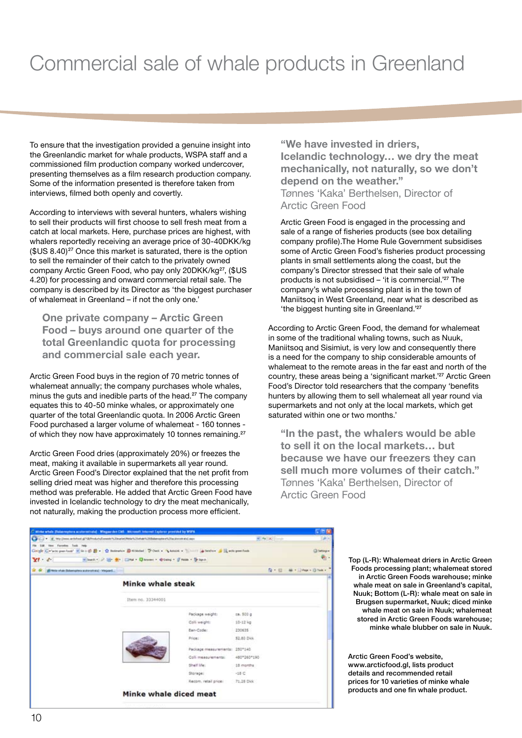# Commercial sale of whale products in Greenland

To ensure that the investigation provided a genuine insight into the Greenlandic market for whale products, WSPA staff and a commissioned film production company worked undercover, presenting themselves as a film research production company. Some of the information presented is therefore taken from interviews, filmed both openly and covertly.

According to interviews with several hunters, whalers wishing to sell their products will first choose to sell fresh meat from a catch at local markets. Here, purchase prices are highest, with whalers reportedly receiving an average price of 30-40DKK/kg ($US 8.40)[27] Once this market is saturated, there is the option to sell the remainder of their catch to the privately owned company Arctic Green Food, who pay only 20DKK/kg[27], ($US 4.20) for processing and onward commercial retail sale. The company is described by its Director as 'the biggest purchaser of whalemeat in Greenland – if not the only one.'

**One private company – Arctic Green Food – buys around one quarter of the total Greenlandic quota for processing and commercial sale each year.**

Arctic Green Food buys in the region of 70 metric tonnes of whalemeat annually; the company purchases whole whales, minus the guts and inedible parts of the head.[27] The company equates this to 40-50 minke whales, or approximately one quarter of the total Greenlandic quota. In 2006 Arctic Green Food purchased a larger volume of whalemeat - 160 tonnes - of which they now have approximately 10 tonnes remaining.[27]

Arctic Green Food dries (approximately 20%) or freezes the meat, making it available in supermarkets all year round. Arctic Green Food's Director explained that the net profit from selling dried meat was higher and therefore this processing method was preferable. He added that Arctic Green Food have invested in Icelandic technology to dry the meat mechanically, not naturally, making the production process more efficient.

**"We have invested in driers, Icelandic technology… we dry the meat mechanically, not naturally, so we don't depend on the weather."**
Tønnes 'Kaka' Berthelsen, Director of Arctic Green Food

Arctic Green Food is engaged in the processing and sale of a range of fisheries products (see box detailing company profile).The Home Rule Government subsidises some of Arctic Green Food's fisheries product processing plants in small settlements along the coast, but the company's Director stressed that their sale of whale products is not subsidised – 'it is commercial.'[27] The company's whale processing plant is in the town of Maniitsoq in West Greenland, near what is described as 'the biggest hunting site in Greenland.'[27]

According to Arctic Green Food, the demand for whalemeat in some of the traditional whaling towns, such as Nuuk, Maniitsoq and Sisimiut, is very low and consequently there is a need for the company to ship considerable amounts of whalemeat to the remote areas in the far east and north of the country, these areas being a 'significant market.'[27] Arctic Green Food's Director told researchers that the company 'benefits hunters by allowing them to sell whalemeat all year round via supermarkets and not only at the local markets, which get saturated within one or two months.'

**"In the past, the whalers would be able to sell it on the local markets… but because we have our freezers they can sell much more volumes of their catch."**
Tønnes 'Kaka' Berthelsen, Director of Arctic Green Food

Top (L-R): Whalemeat driers in Arctic Green Foods processing plant; whalemeat stored in Arctic Green Foods warehouse; minke whale meat on sale in Greenland's capital, Nuuk; Bottom (L-R): whale meat on sale in Brugsen supermarket, Nuuk; diced minke whale meat on sale in Nuuk; whalemeat stored in Arctic Green Foods warehouse; minke whale blubber on sale in Nuuk.

Arctic Green Food's website, www.arcticfood.gl, lists product details and recommended retail prices for 10 varieties of minke whale products and one fin whale product.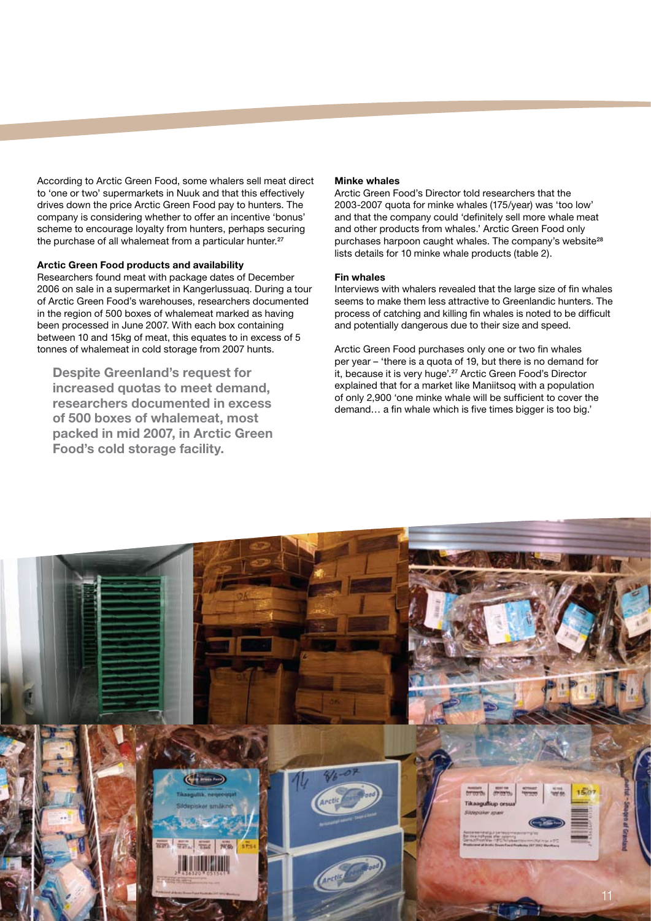According to Arctic Green Food, some whalers sell meat direct to 'one or two' supermarkets in Nuuk and that this effectively drives down the price Arctic Green Food pay to hunters. The company is considering whether to offer an incentive 'bonus' scheme to encourage loyalty from hunters, perhaps securing the purchase of all whalemeat from a particular hunter.[27]

**Arctic Green Food products and availability**

Researchers found meat with package dates of December 2006 on sale in a supermarket in Kangerlussuaq. During a tour of Arctic Green Food's warehouses, researchers documented in the region of 500 boxes of whalemeat marked as having been processed in June 2007. With each box containing between 10 and 15kg of meat, this equates to in excess of 5 tonnes of whalemeat in cold storage from 2007 hunts.

**Despite Greenland's request for increased quotas to meet demand, researchers documented in excess of 500 boxes of whalemeat, most packed in mid 2007, in Arctic Green Food's cold storage facility.**

**Minke whales**

Arctic Green Food's Director told researchers that the 2003-2007 quota for minke whales (175/year) was 'too low' and that the company could 'definitely sell more whale meat and other products from whales.' Arctic Green Food only purchases harpoon caught whales. The company's website[28] lists details for 10 minke whale products (table 2).

**Fin whales**

Interviews with whalers revealed that the large size of fin whales seems to make them less attractive to Greenlandic hunters. The process of catching and killing fin whales is noted to be difficult and potentially dangerous due to their size and speed.

Arctic Green Food purchases only one or two fin whales per year – 'there is a quota of 19, but there is no demand for it, because it is very huge'.[27] Arctic Green Food's Director explained that for a market like Maniitsoq with a population of only 2,900 'one minke whale will be sufficient to cover the demand… a fin whale which is five times bigger is too big.'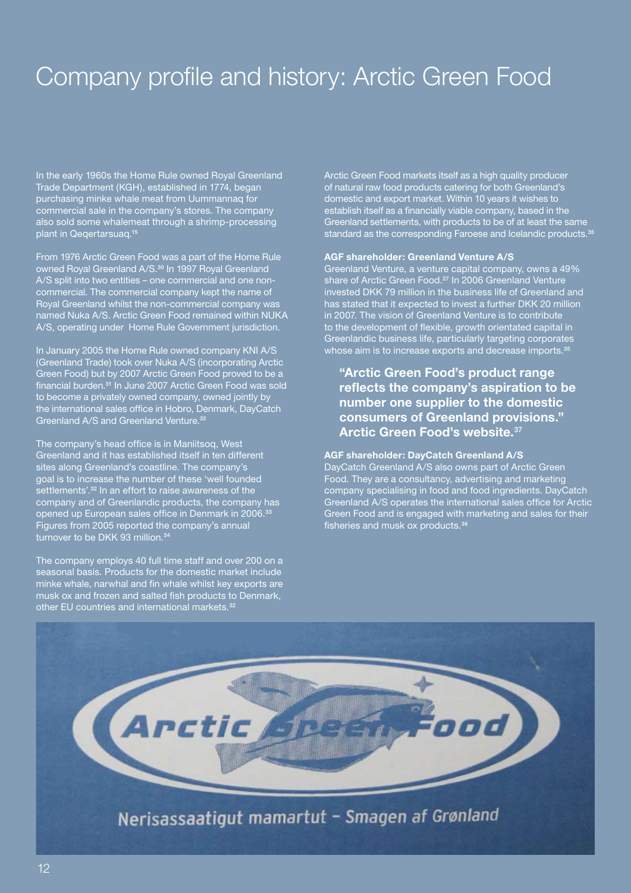# Company profile and history: Arctic Green Food

In the early 1960s the Home Rule owned Royal Greenland Trade Department (KGH), established in 1774, began purchasing minke whale meat from Uummannaq for commercial sale in the company's stores. The company also sold some whalemeat through a shrimp-processing plant in Qeqertarsuaq.[15]

From 1976 Arctic Green Food was a part of the Home Rule owned Royal Greenland A/S.[30] In 1997 Royal Greenland A/S split into two entities – one commercial and one non-commercial. The commercial company kept the name of Royal Greenland whilst the non-commercial company was named Nuka A/S. Arctic Green Food remained within NUKA A/S, operating under Home Rule Government jurisdiction.

In January 2005 the Home Rule owned company KNI A/S (Greenland Trade) took over Nuka A/S (incorporating Arctic Green Food) but by 2007 Arctic Green Food proved to be a financial burden.[31] In June 2007 Arctic Green Food was sold to become a privately owned company, owned jointly by the international sales office in Hobro, Denmark, DayCatch Greenland A/S and Greenland Venture.[32]

The company's head office is in Maniitsoq, West Greenland and it has established itself in ten different sites along Greenland's coastline. The company's goal is to increase the number of these 'well founded settlements'.[32] In an effort to raise awareness of the company and of Greenlandic products, the company has opened up European sales office in Denmark in 2006.[33] Figures from 2005 reported the company's annual turnover to be DKK 93 million.[34]

The company employs 40 full time staff and over 200 on a seasonal basis. Products for the domestic market include minke whale, narwhal and fin whale whilst key exports are musk ox and frozen and salted fish products to Denmark, other EU countries and international markets.[32]

Arctic Green Food markets itself as a high quality producer of natural raw food products catering for both Greenland's domestic and export market. Within 10 years it wishes to establish itself as a financially viable company, based in the Greenland settlements, with products to be of at least the same standard as the corresponding Faroese and Icelandic products.[35]

**AGF shareholder: Greenland Venture A/S**

Greenland Venture, a venture capital company, owns a 49% share of Arctic Green Food.[27] In 2006 Greenland Venture invested DKK 79 million in the business life of Greenland and has stated that it expected to invest a further DKK 20 million in 2007. The vision of Greenland Venture is to contribute to the development of flexible, growth orientated capital in Greenlandic business life, particularly targeting corporates whose aim is to increase exports and decrease imports.[35]

> **"Arctic Green Food's product range reflects the company's aspiration to be number one supplier to the domestic consumers of Greenland provisions." Arctic Green Food's website.[37]**

**AGF shareholder: DayCatch Greenland A/S**

DayCatch Greenland A/S also owns part of Arctic Green Food. They are a consultancy, advertising and marketing company specialising in food and food ingredients. DayCatch Greenland A/S operates the international sales office for Arctic Green Food and is engaged with marketing and sales for their fisheries and musk ox products.[36]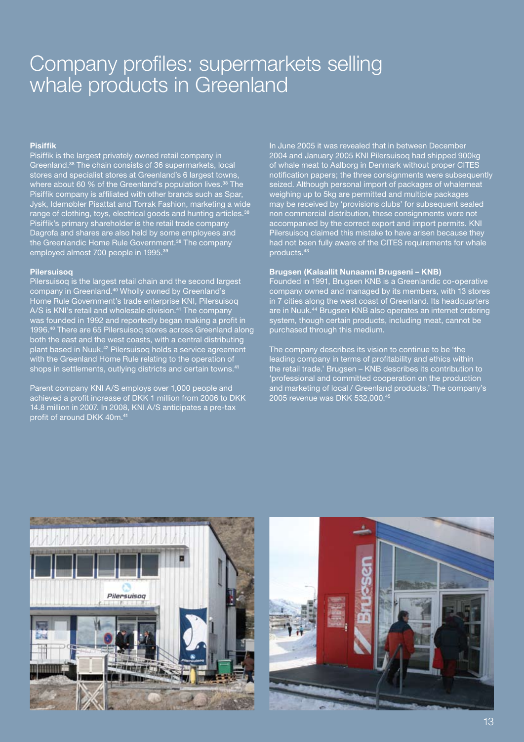# Company profiles: supermarkets selling whale products in Greenland

**Pisiffik**

Pisiffik is the largest privately owned retail company in Greenland.[38] The chain consists of 36 supermarkets, local stores and specialist stores at Greenland's 6 largest towns, where about 60 % of the Greenland's population lives.[38] The Pisiffik company is affiliated with other brands such as Spar, Jysk, Idemøbler Pisattat and Torrak Fashion, marketing a wide range of clothing, toys, electrical goods and hunting articles.[38] Pisiffik's primary shareholder is the retail trade company Dagrofa and shares are also held by some employees and the Greenlandic Home Rule Government.[38] The company employed almost 700 people in 1995.[39]

**Pilersuisoq**

Pilersuisoq is the largest retail chain and the second largest company in Greenland.[40] Wholly owned by Greenland's Home Rule Government's trade enterprise KNI, Pilersuisoq A/S is KNI's retail and wholesale division.[41] The company was founded in 1992 and reportedly began making a profit in 1996.[40] There are 65 Pilersuisoq stores across Greenland along both the east and the west coasts, with a central distributing plant based in Nuuk.[42] Pilersuisoq holds a service agreement with the Greenland Home Rule relating to the operation of shops in settlements, outlying districts and certain towns.[41]

Parent company KNI A/S employs over 1,000 people and achieved a profit increase of DKK 1 million from 2006 to DKK 14.8 million in 2007. In 2008, KNI A/S anticipates a pre-tax profit of around DKK 40m.[41]

In June 2005 it was revealed that in between December 2004 and January 2005 KNI Pilersuisoq had shipped 900kg of whale meat to Aalborg in Denmark without proper CITES notification papers; the three consignments were subsequently seized. Although personal import of packages of whalemeat weighing up to 5kg are permitted and multiple packages may be received by 'provisions clubs' for subsequent sealed non commercial distribution, these consignments were not accompanied by the correct export and import permits. KNI Pilersuisoq claimed this mistake to have arisen because they had not been fully aware of the CITES requirements for whale products.[43]

**Brugsen (Kalaallit Nunaanni Brugseni – KNB)**

Founded in 1991, Brugsen KNB is a Greenlandic co-operative company owned and managed by its members, with 13 stores in 7 cities along the west coast of Greenland. Its headquarters are in Nuuk.[44] Brugsen KNB also operates an internet ordering system, though certain products, including meat, cannot be purchased through this medium.

The company describes its vision to continue to be 'the leading company in terms of profitability and ethics within the retail trade.' Brugsen – KNB describes its contribution to 'professional and committed cooperation on the production and marketing of local / Greenland products.' The company's 2005 revenue was DKK 532,000.[45]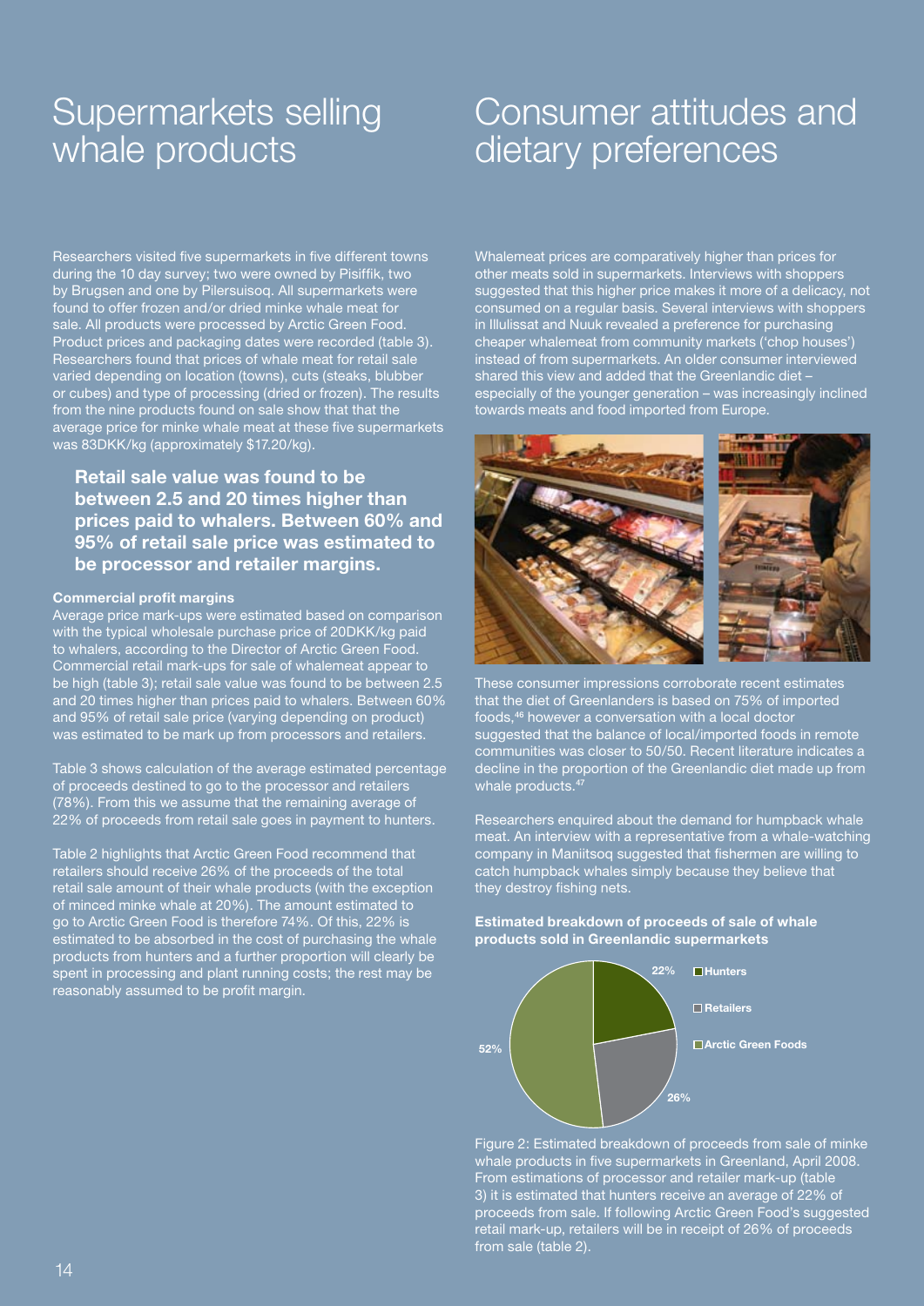# Supermarkets selling whale products

Researchers visited five supermarkets in five different towns during the 10 day survey; two were owned by Pisiffik, two by Brugsen and one by Pilersuisoq. All supermarkets were found to offer frozen and/or dried minke whale meat for sale. All products were processed by Arctic Green Food. Product prices and packaging dates were recorded (table 3). Researchers found that prices of whale meat for retail sale varied depending on location (towns), cuts (steaks, blubber or cubes) and type of processing (dried or frozen). The results from the nine products found on sale show that that the average price for minke whale meat at these five supermarkets was 83DKK/kg (approximately $17.20/kg).

**Retail sale value was found to be between 2.5 and 20 times higher than prices paid to whalers. Between 60% and 95% of retail sale price was estimated to be processor and retailer margins.**

### Commercial profit margins

Average price mark-ups were estimated based on comparison with the typical wholesale purchase price of 20DKK/kg paid to whalers, according to the Director of Arctic Green Food. Commercial retail mark-ups for sale of whalemeat appear to be high (table 3); retail sale value was found to be between 2.5 and 20 times higher than prices paid to whalers. Between 60% and 95% of retail sale price (varying depending on product) was estimated to be mark up from processors and retailers.

Table 3 shows calculation of the average estimated percentage of proceeds destined to go to the processor and retailers (78%). From this we assume that the remaining average of 22% of proceeds from retail sale goes in payment to hunters.

Table 2 highlights that Arctic Green Food recommend that retailers should receive 26% of the proceeds of the total retail sale amount of their whale products (with the exception of minced minke whale at 20%). The amount estimated to go to Arctic Green Food is therefore 74%. Of this, 22% is estimated to be absorbed in the cost of purchasing the whale products from hunters and a further proportion will clearly be spent in processing and plant running costs; the rest may be reasonably assumed to be profit margin.

# Consumer attitudes and dietary preferences

Whalemeat prices are comparatively higher than prices for other meats sold in supermarkets. Interviews with shoppers suggested that this higher price makes it more of a delicacy, not consumed on a regular basis. Several interviews with shoppers in Illulissat and Nuuk revealed a preference for purchasing cheaper whalemeat from community markets ('chop houses') instead of from supermarkets. An older consumer interviewed shared this view and added that the Greenlandic diet – especially of the younger generation – was increasingly inclined towards meats and food imported from Europe.

These consumer impressions corroborate recent estimates that the diet of Greenlanders is based on 75% of imported foods,[46] however a conversation with a local doctor suggested that the balance of local/imported foods in remote communities was closer to 50/50. Recent literature indicates a decline in the proportion of the Greenlandic diet made up from whale products.[47]

Researchers enquired about the demand for humpback whale meat. An interview with a representative from a whale-watching company in Maniitsoq suggested that fishermen are willing to catch humpback whales simply because they believe that they destroy fishing nets.

**Estimated breakdown of proceeds of sale of whale products sold in Greenlandic supermarkets**

| Recipient | Share |
|---|---|
| Hunters | 22% |
| Retailers | 26% |
| Arctic Green Foods | 52% |

Figure 2: Estimated breakdown of proceeds from sale of minke whale products in five supermarkets in Greenland, April 2008. From estimations of processor and retailer mark-up (table 3) it is estimated that hunters receive an average of 22% of proceeds from sale. If following Arctic Green Food's suggested retail mark-up, retailers will be in receipt of 26% of proceeds from sale (table 2).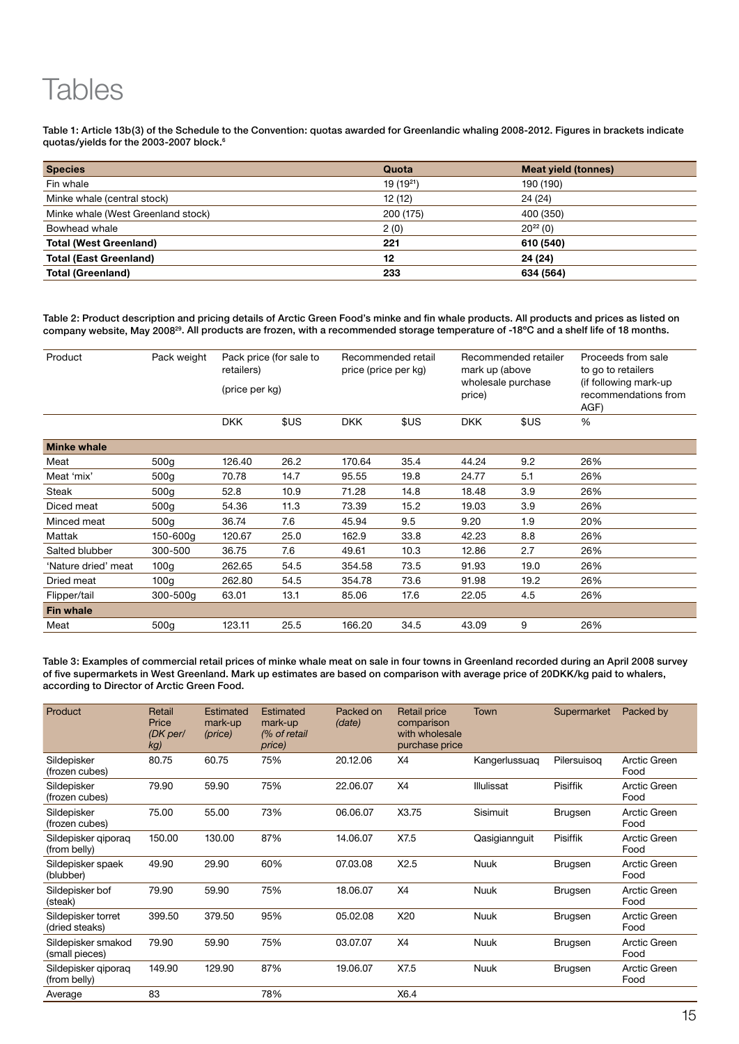# Tables

**Table 1: Article 13b(3) of the Schedule to the Convention: quotas awarded for Greenlandic whaling 2008-2012. Figures in brackets indicate quotas/yields for the 2003-2007 block.**[6]

| Species | Quota | Meat yield (tonnes) |
|---|---|---|
| Fin whale | 19 (19[21]) | 190 (190) |
| Minke whale (central stock) | 12 (12) | 24 (24) |
| Minke whale (West Greenland stock) | 200 (175) | 400 (350) |
| Bowhead whale | 2 (0) | 20[22] (0) |
| **Total (West Greenland)** | **221** | **610 (540)** |
| **Total (East Greenland)** | **12** | **24 (24)** |
| **Total (Greenland)** | **233** | **634 (564)** |

**Table 2: Product description and pricing details of Arctic Green Food's minke and fin whale products. All products and prices as listed on company website, May 2008**[29]**. All products are frozen, with a recommended storage temperature of -18ºC and a shelf life of 18 months.**

| Product | Pack weight | Pack price (for sale to retailers) (price per kg) | | Recommended retail price (price per kg) | | Recommended retailer mark up (above wholesale purchase price) | | Proceeds from sale to go to retailers (if following mark-up recommendations from AGF) |
|---|---|---|---|---|---|---|---|---|
| | | DKK | $US | DKK | $US | DKK | $US | % |
| **Minke whale** | | | | | | | | |
| Meat | 500g | 126.40 | 26.2 | 170.64 | 35.4 | 44.24 | 9.2 | 26% |
| Meat 'mix' | 500g | 70.78 | 14.7 | 95.55 | 19.8 | 24.77 | 5.1 | 26% |
| Steak | 500g | 52.8 | 10.9 | 71.28 | 14.8 | 18.48 | 3.9 | 26% |
| Diced meat | 500g | 54.36 | 11.3 | 73.39 | 15.2 | 19.03 | 3.9 | 26% |
| Minced meat | 500g | 36.74 | 7.6 | 45.94 | 9.5 | 9.20 | 1.9 | 20% |
| Mattak | 150-600g | 120.67 | 25.0 | 162.9 | 33.8 | 42.23 | 8.8 | 26% |
| Salted blubber | 300-500 | 36.75 | 7.6 | 49.61 | 10.3 | 12.86 | 2.7 | 26% |
| 'Nature dried' meat | 100g | 262.65 | 54.5 | 354.58 | 73.5 | 91.93 | 19.0 | 26% |
| Dried meat | 100g | 262.80 | 54.5 | 354.78 | 73.6 | 91.98 | 19.2 | 26% |
| Flipper/tail | 300-500g | 63.01 | 13.1 | 85.06 | 17.6 | 22.05 | 4.5 | 26% |
| **Fin whale** | | | | | | | | |
| Meat | 500g | 123.11 | 25.5 | 166.20 | 34.5 | 43.09 | 9 | 26% |

**Table 3: Examples of commercial retail prices of minke whale meat on sale in four towns in Greenland recorded during an April 2008 survey of five supermarkets in West Greenland. Mark up estimates are based on comparison with average price of 20DKK/kg paid to whalers, according to Director of Arctic Green Food.**

| Product | Retail Price *(DK per/ kg)* | Estimated mark-up *(price)* | Estimated mark-up *(% of retail price)* | Packed on *(date)* | Retail price comparison with wholesale purchase price | Town | Supermarket | Packed by |
|---|---|---|---|---|---|---|---|---|
| Sildepisker (frozen cubes) | 80.75 | 60.75 | 75% | 20.12.06 | X4 | Kangerlussuaq | Pilersuisoq | Arctic Green Food |
| Sildepisker (frozen cubes) | 79.90 | 59.90 | 75% | 22.06.07 | X4 | Illulissat | Pisiffik | Arctic Green Food |
| Sildepisker (frozen cubes) | 75.00 | 55.00 | 73% | 06.06.07 | X3.75 | Sisimuit | Brugsen | Arctic Green Food |
| Sildepisker qiporaq (from belly) | 150.00 | 130.00 | 87% | 14.06.07 | X7.5 | Qasigiannguit | Pisiffik | Arctic Green Food |
| Sildepisker spaek (blubber) | 49.90 | 29.90 | 60% | 07.03.08 | X2.5 | Nuuk | Brugsen | Arctic Green Food |
| Sildepisker bof (steak) | 79.90 | 59.90 | 75% | 18.06.07 | X4 | Nuuk | Brugsen | Arctic Green Food |
| Sildepisker torret (dried steaks) | 399.50 | 379.50 | 95% | 05.02.08 | X20 | Nuuk | Brugsen | Arctic Green Food |
| Sildepisker smakod (small pieces) | 79.90 | 59.90 | 75% | 03.07.07 | X4 | Nuuk | Brugsen | Arctic Green Food |
| Sildepisker qiporaq (from belly) | 149.90 | 129.90 | 87% | 19.06.07 | X7.5 | Nuuk | Brugsen | Arctic Green Food |
| Average | 83 | | 78% | | X6.4 | | | |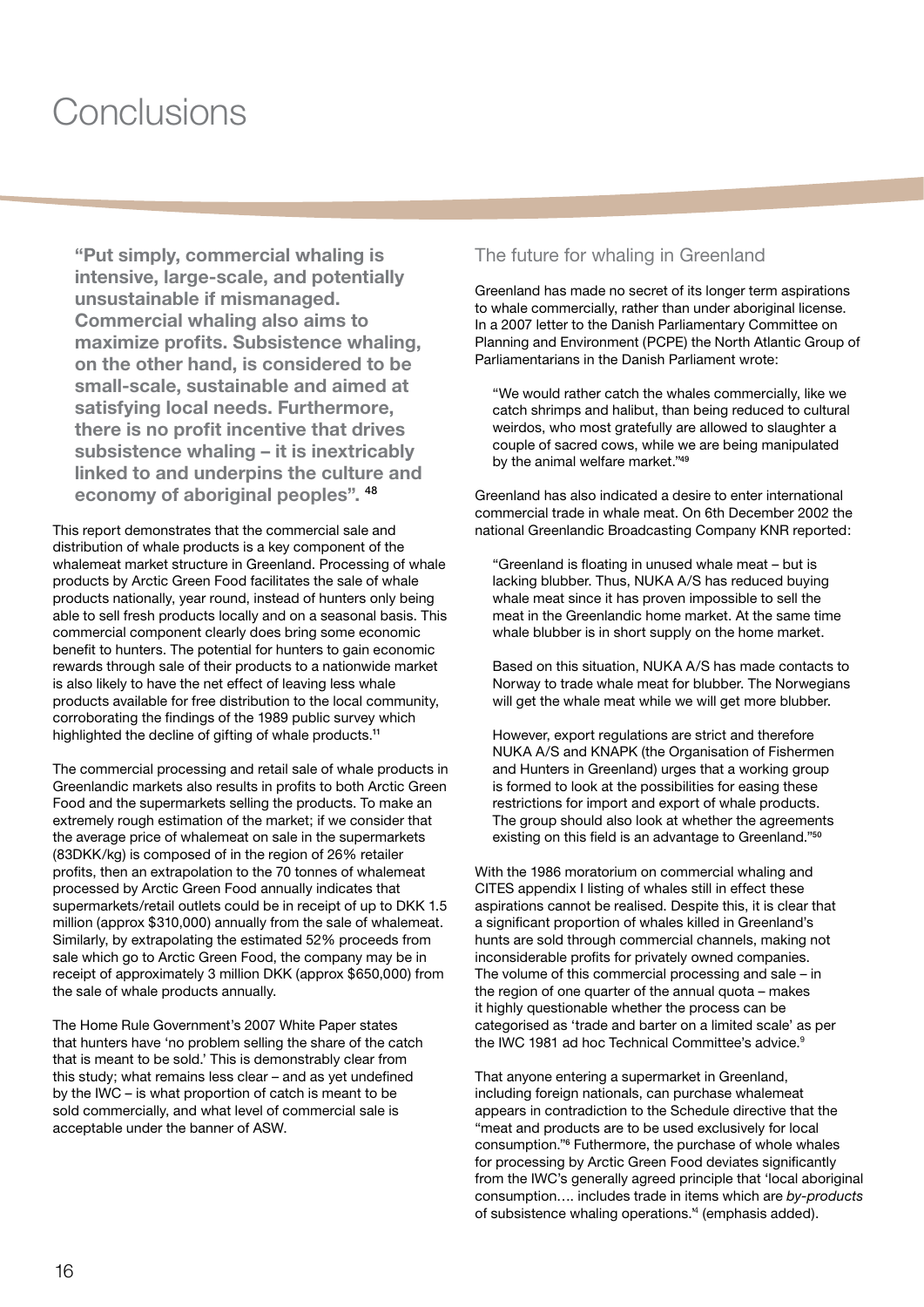# Conclusions

> **"Put simply, commercial whaling is intensive, large-scale, and potentially unsustainable if mismanaged. Commercial whaling also aims to maximize profits. Subsistence whaling, on the other hand, is considered to be small-scale, sustainable and aimed at satisfying local needs. Furthermore, there is no profit incentive that drives subsistence whaling – it is inextricably linked to and underpins the culture and economy of aboriginal peoples".** [48]

This report demonstrates that the commercial sale and distribution of whale products is a key component of the whalemeat market structure in Greenland. Processing of whale products by Arctic Green Food facilitates the sale of whale products nationally, year round, instead of hunters only being able to sell fresh products locally and on a seasonal basis. This commercial component clearly does bring some economic benefit to hunters. The potential for hunters to gain economic rewards through sale of their products to a nationwide market is also likely to have the net effect of leaving less whale products available for free distribution to the local community, corroborating the findings of the 1989 public survey which highlighted the decline of gifting of whale products.[11]

The commercial processing and retail sale of whale products in Greenlandic markets also results in profits to both Arctic Green Food and the supermarkets selling the products. To make an extremely rough estimation of the market; if we consider that the average price of whalemeat on sale in the supermarkets (83DKK/kg) is composed of in the region of 26% retailer profits, then an extrapolation to the 70 tonnes of whalemeat processed by Arctic Green Food annually indicates that supermarkets/retail outlets could be in receipt of up to DKK 1.5 million (approx $310,000) annually from the sale of whalemeat. Similarly, by extrapolating the estimated 52% proceeds from sale which go to Arctic Green Food, the company may be in receipt of approximately 3 million DKK (approx $650,000) from the sale of whale products annually.

The Home Rule Government's 2007 White Paper states that hunters have 'no problem selling the share of the catch that is meant to be sold.' This is demonstrably clear from this study; what remains less clear – and as yet undefined by the IWC – is what proportion of catch is meant to be sold commercially, and what level of commercial sale is acceptable under the banner of ASW.

## The future for whaling in Greenland

Greenland has made no secret of its longer term aspirations to whale commercially, rather than under aboriginal license. In a 2007 letter to the Danish Parliamentary Committee on Planning and Environment (PCPE) the North Atlantic Group of Parliamentarians in the Danish Parliament wrote:

> "We would rather catch the whales commercially, like we catch shrimps and halibut, than being reduced to cultural weirdos, who most gratefully are allowed to slaughter a couple of sacred cows, while we are being manipulated by the animal welfare market."[49]

Greenland has also indicated a desire to enter international commercial trade in whale meat. On 6th December 2002 the national Greenlandic Broadcasting Company KNR reported:

> "Greenland is floating in unused whale meat – but is lacking blubber. Thus, NUKA A/S has reduced buying whale meat since it has proven impossible to sell the meat in the Greenlandic home market. At the same time whale blubber is in short supply on the home market.
>
> Based on this situation, NUKA A/S has made contacts to Norway to trade whale meat for blubber. The Norwegians will get the whale meat while we will get more blubber.
>
> However, export regulations are strict and therefore NUKA A/S and KNAPK (the Organisation of Fishermen and Hunters in Greenland) urges that a working group is formed to look at the possibilities for easing these restrictions for import and export of whale products. The group should also look at whether the agreements existing on this field is an advantage to Greenland."[50]

With the 1986 moratorium on commercial whaling and CITES appendix I listing of whales still in effect these aspirations cannot be realised. Despite this, it is clear that a significant proportion of whales killed in Greenland's hunts are sold through commercial channels, making not inconsiderable profits for privately owned companies. The volume of this commercial processing and sale – in the region of one quarter of the annual quota – makes it highly questionable whether the process can be categorised as 'trade and barter on a limited scale' as per the IWC 1981 ad hoc Technical Committee's advice.[9]

That anyone entering a supermarket in Greenland, including foreign nationals, can purchase whalemeat appears in contradiction to the Schedule directive that the "meat and products are to be used exclusively for local consumption."[6] Futhermore, the purchase of whole whales for processing by Arctic Green Food deviates significantly from the IWC's generally agreed principle that 'local aboriginal consumption…. includes trade in items which are *by-products* of subsistence whaling operations.'[4] (emphasis added).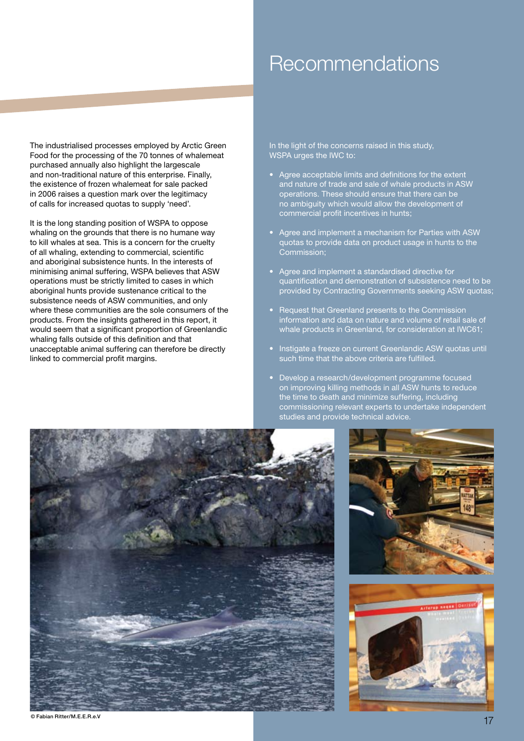The industrialised processes employed by Arctic Green Food for the processing of the 70 tonnes of whalemeat purchased annually also highlight the largescale and non-traditional nature of this enterprise. Finally, the existence of frozen whalemeat for sale packed in 2006 raises a question mark over the legitimacy of calls for increased quotas to supply 'need'.

It is the long standing position of WSPA to oppose whaling on the grounds that there is no humane way to kill whales at sea. This is a concern for the cruelty of all whaling, extending to commercial, scientific and aboriginal subsistence hunts. In the interests of minimising animal suffering, WSPA believes that ASW operations must be strictly limited to cases in which aboriginal hunts provide sustenance critical to the subsistence needs of ASW communities, and only where these communities are the sole consumers of the products. From the insights gathered in this report, it would seem that a significant proportion of Greenlandic whaling falls outside of this definition and that unacceptable animal suffering can therefore be directly linked to commercial profit margins.

# Recommendations

In the light of the concerns raised in this study, WSPA urges the IWC to:

- Agree acceptable limits and definitions for the extent and nature of trade and sale of whale products in ASW operations. These should ensure that there can be no ambiguity which would allow the development of commercial profit incentives in hunts;
- Agree and implement a mechanism for Parties with ASW quotas to provide data on product usage in hunts to the Commission;
- Agree and implement a standardised directive for quantification and demonstration of subsistence need to be provided by Contracting Governments seeking ASW quotas;
- Request that Greenland presents to the Commission information and data on nature and volume of retail sale of whale products in Greenland, for consideration at IWC61;
- Instigate a freeze on current Greenlandic ASW quotas until such time that the above criteria are fulfilled.
- Develop a research/development programme focused on improving killing methods in all ASW hunts to reduce the time to death and minimize suffering, including commissioning relevant experts to undertake independent studies and provide technical advice.

© Fabian Ritter/M.E.E.R.e.V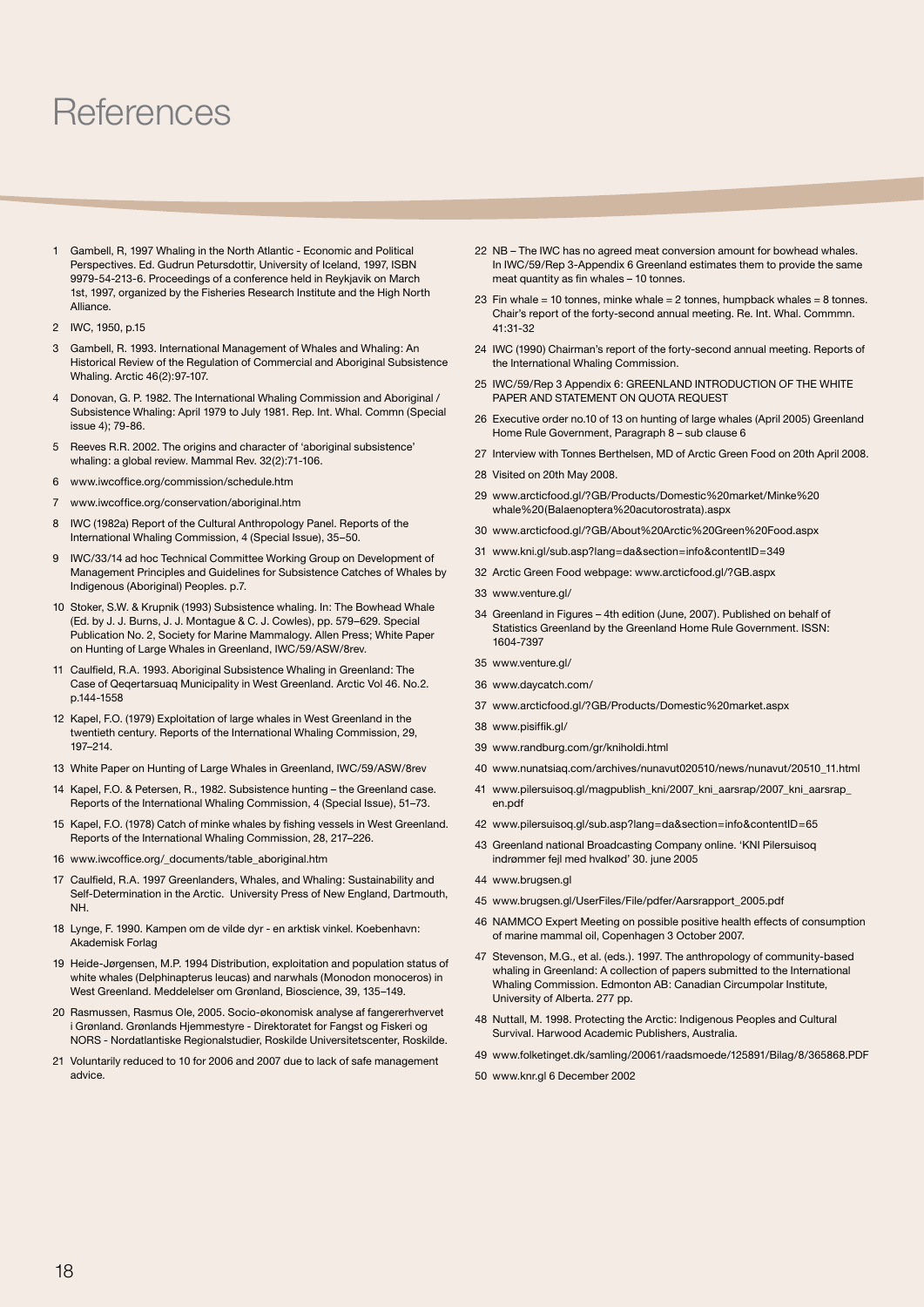# References

1. Gambell, R, 1997 Whaling in the North Atlantic - Economic and Political Perspectives. Ed. Gudrun Petursdottir, University of Iceland, 1997, ISBN 9979-54-213-6. Proceedings of a conference held in Reykjavik on March 1st, 1997, organized by the Fisheries Research Institute and the High North Alliance.
2. IWC, 1950, p.15
3. Gambell, R. 1993. International Management of Whales and Whaling: An Historical Review of the Regulation of Commercial and Aboriginal Subsistence Whaling. Arctic 46(2):97-107.
4. Donovan, G. P. 1982. The International Whaling Commission and Aboriginal / Subsistence Whaling: April 1979 to July 1981. Rep. Int. Whal. Commn (Special issue 4); 79-86.
5. Reeves R.R. 2002. The origins and character of 'aboriginal subsistence' whaling: a global review. Mammal Rev. 32(2):71-106.
6. www.iwcoffice.org/commission/schedule.htm
7. www.iwcoffice.org/conservation/aboriginal.htm
8. IWC (1982a) Report of the Cultural Anthropology Panel. Reports of the International Whaling Commission, 4 (Special Issue), 35–50.
9. IWC/33/14 ad hoc Technical Committee Working Group on Development of Management Principles and Guidelines for Subsistence Catches of Whales by Indigenous (Aboriginal) Peoples. p.7.
10. Stoker, S.W. & Krupnik (1993) Subsistence whaling. In: The Bowhead Whale (Ed. by J. J. Burns, J. J. Montague & C. J. Cowles), pp. 579–629. Special Publication No. 2, Society for Marine Mammalogy. Allen Press; White Paper on Hunting of Large Whales in Greenland, IWC/59/ASW/8rev.
11. Caulfield, R.A. 1993. Aboriginal Subsistence Whaling in Greenland: The Case of Qeqertarsuaq Municipality in West Greenland. Arctic Vol 46. No.2. p.144-1558
12. Kapel, F.O. (1979) Exploitation of large whales in West Greenland in the twentieth century. Reports of the International Whaling Commission, 29, 197–214.
13. White Paper on Hunting of Large Whales in Greenland, IWC/59/ASW/8rev
14. Kapel, F.O. & Petersen, R., 1982. Subsistence hunting – the Greenland case. Reports of the International Whaling Commission, 4 (Special Issue), 51–73.
15. Kapel, F.O. (1978) Catch of minke whales by fishing vessels in West Greenland. Reports of the International Whaling Commission, 28, 217–226.
16. www.iwcoffice.org/_documents/table_aboriginal.htm
17. Caulfield, R.A. 1997 Greenlanders, Whales, and Whaling: Sustainability and Self-Determination in the Arctic. University Press of New England, Dartmouth, NH.
18. Lynge, F. 1990. Kampen om de vilde dyr - en arktisk vinkel. Koebenhavn: Akademisk Forlag
19. Heide-Jørgensen, M.P. 1994 Distribution, exploitation and population status of white whales (Delphinapterus leucas) and narwhals (Monodon monoceros) in West Greenland. Meddelelser om Grønland, Bioscience, 39, 135–149.
20. Rasmussen, Rasmus Ole, 2005. Socio-økonomisk analyse af fangererhvervet i Grønland. Grønlands Hjemmestyre - Direktoratet for Fangst og Fiskeri og NORS - Nordatlantiske Regionalstudier, Roskilde Universitetscenter, Roskilde.
21. Voluntarily reduced to 10 for 2006 and 2007 due to lack of safe management advice.
22. NB – The IWC has no agreed meat conversion amount for bowhead whales. In IWC/59/Rep 3-Appendix 6 Greenland estimates them to provide the same meat quantity as fin whales – 10 tonnes.
23. Fin whale = 10 tonnes, minke whale = 2 tonnes, humpback whales = 8 tonnes. Chair's report of the forty-second annual meeting. Re. Int. Whal. Commmn. 41:31-32
24. IWC (1990) Chairman's report of the forty-second annual meeting. Reports of the International Whaling Commission.
25. IWC/59/Rep 3 Appendix 6: GREENLAND INTRODUCTION OF THE WHITE PAPER AND STATEMENT ON QUOTA REQUEST
26. Executive order no.10 of 13 on hunting of large whales (April 2005) Greenland Home Rule Government, Paragraph 8 – sub clause 6
27. Interview with Tonnes Berthelsen, MD of Arctic Green Food on 20th April 2008.
28. Visited on 20th May 2008.
29. www.arcticfood.gl/?GB/Products/Domestic%20market/Minke%20whale%20(Balaenoptera%20acutorostrata).aspx
30. www.arcticfood.gl/?GB/About%20Arctic%20Green%20Food.aspx
31. www.kni.gl/sub.asp?lang=da&section=info&contentID=349
32. Arctic Green Food webpage: www.arcticfood.gl/?GB.aspx
33. www.venture.gl/
34. Greenland in Figures – 4th edition (June, 2007). Published on behalf of Statistics Greenland by the Greenland Home Rule Government. ISSN: 1604-7397
35. www.venture.gl/
36. www.daycatch.com/
37. www.arcticfood.gl/?GB/Products/Domestic%20market.aspx
38. www.pisiffik.gl/
39. www.randburg.com/gr/kniholdi.html
40. www.nunatsiaq.com/archives/nunavut020510/news/nunavut/20510_11.html
41. www.pilersuisoq.gl/magpublish_kni/2007_kni_aarsrap/2007_kni_aarsrap_en.pdf
42. www.pilersuisoq.gl/sub.asp?lang=da&section=info&contentID=65
43. Greenland national Broadcasting Company online. 'KNI Pilersuisoq indrømmer fejl med hvalkød' 30. june 2005
44. www.brugsen.gl
45. www.brugsen.gl/UserFiles/File/pdfer/Aarsrapport_2005.pdf
46. NAMMCO Expert Meeting on possible positive health effects of consumption of marine mammal oil, Copenhagen 3 October 2007.
47. Stevenson, M.G., et al. (eds.). 1997. The anthropology of community-based whaling in Greenland: A collection of papers submitted to the International Whaling Commission. Edmonton AB: Canadian Circumpolar Institute, University of Alberta. 277 pp.
48. Nuttall, M. 1998. Protecting the Arctic: Indigenous Peoples and Cultural Survival. Harwood Academic Publishers, Australia.
49. www.folketinget.dk/samling/20061/raadsmoede/125891/Bilag/8/365868.PDF
50. www.knr.gl 6 December 2002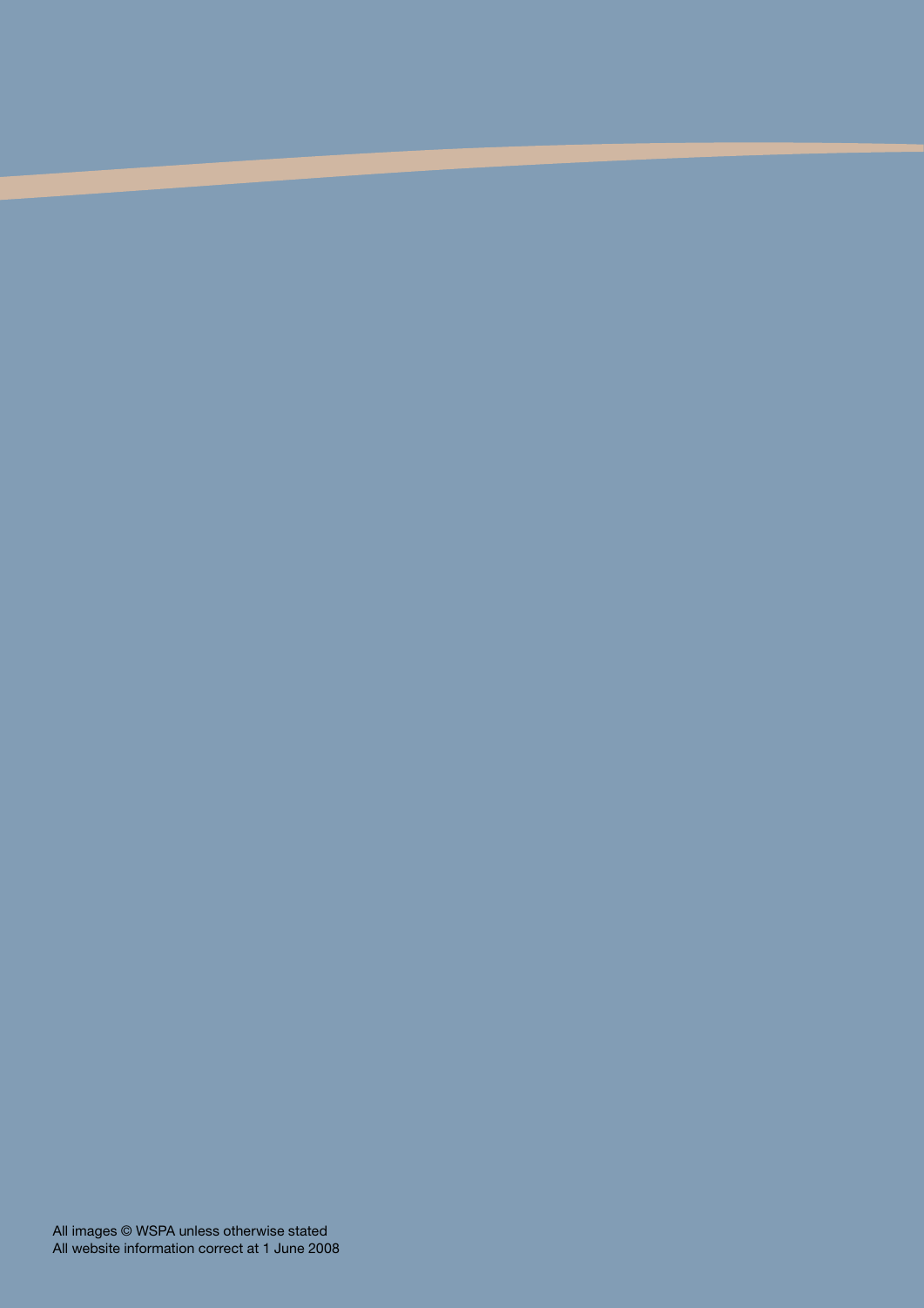All images © WSPA unless otherwise stated
All website information correct at 1 June 2008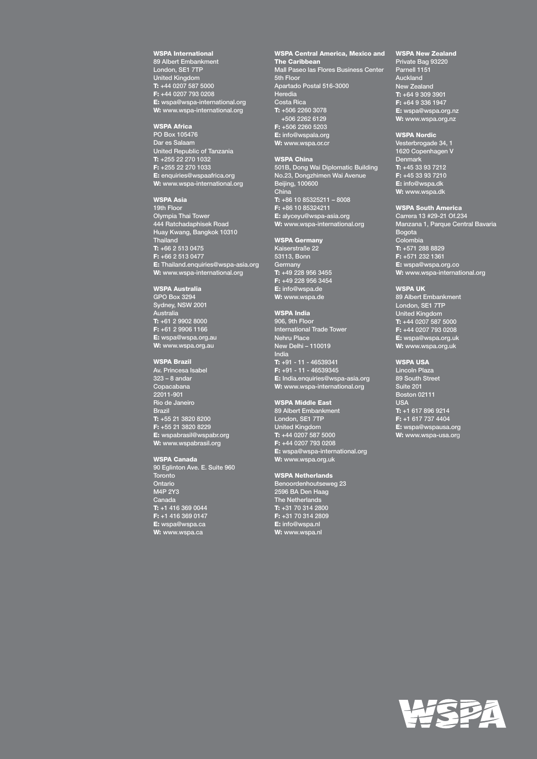**WSPA International**
89 Albert Embankment
London, SE1 7TP
United Kingdom
**T:** +44 0207 587 5000
**F:** +44 0207 793 0208
**E:** wspa@wspa-international.org
**W:** www.wspa-international.org

**WSPA Africa**
PO Box 105476
Dar es Salaam
United Republic of Tanzania
**T:** +255 22 270 1032
**F:** +255 22 270 1033
**E:** enquiries@wspaafrica.org
**W:** www.wspa-international.org

**WSPA Asia**
19th Floor
Olympia Thai Tower
444 Ratchadaphisek Road
Huay Kwang, Bangkok 10310
Thailand
**T:** +66 2 513 0475
**F:** +66 2 513 0477
**E:** Thailand.enquiries@wspa-asia.org
**W:** www.wspa-international.org

**WSPA Australia**
GPO Box 3294
Sydney, NSW 2001
Australia
**T:** +61 2 9902 8000
**F:** +61 2 9906 1166
**E:** wspa@wspa.org.au
**W:** www.wspa.org.au

**WSPA Brazil**
Av. Princesa Isabel
323 – 8 andar
Copacabana
22011-901
Rio de Janeiro
Brazil
**T:** +55 21 3820 8200
**F:** +55 21 3820 8229
**E:** wspabrasil@wspabr.org
**W:** www.wspabrasil.org

**WSPA Canada**
90 Eglinton Ave. E. Suite 960
Toronto
Ontario
M4P 2Y3
Canada
**T:** +1 416 369 0044
**F:** +1 416 369 0147
**E:** wspa@wspa.ca
**W:** www.wspa.ca

**WSPA Central America, Mexico and The Caribbean**
Mall Paseo las Flores Business Center
5th Floor
Apartado Postal 516-3000
Heredia
Costa Rica
**T:** +506 2260 3078
+506 2262 6129
**F:** +506 2260 5203
**E:** info@wspala.org
**W:** www.wspa.or.cr

**WSPA China**
501B, Dong Wai Diplomatic Building
No.23, Dongzhimen Wai Avenue
Beijing, 100600
China
**T:** +86 10 85325211 – 8008
**F:** +86 10 85324211
**E:** alyceyu@wspa-asia.org
**W:** www.wspa-international.org

**WSPA Germany**
Kaiserstraße 22
53113, Bonn
Germany
**T:** +49 228 956 3455
**F:** +49 228 956 3454
**E:** info@wspa.de
**W:** www.wspa.de

**WSPA India**
906, 9th Floor
International Trade Tower
Nehru Place
New Delhi – 110019
India
**T:** +91 - 11 - 46539341
**F:** +91 - 11 - 46539345
**E:** India.enquiries@wspa-asia.org
**W:** www.wspa-international.org

**WSPA Middle East**
89 Albert Embankment
London, SE1 7TP
United Kingdom
**T:** +44 0207 587 5000
**F:** +44 0207 793 0208
**E:** wspa@wspa-international.org
**W:** www.wspa.org.uk

**WSPA Netherlands**
Benoordenhoutseweg 23
2596 BA Den Haag
The Netherlands
**T:** +31 70 314 2800
**F:** +31 70 314 2809
**E:** info@wspa.nl
**W:** www.wspa.nl

**WSPA New Zealand**
Private Bag 93220
Parnell 1151
Auckland
New Zealand
**T:** +64 9 309 3901
**F:** +64 9 336 1947
**E:** wspa@wspa.org.nz
**W:** www.wspa.org.nz

**WSPA Nordic**
Vesterbrogade 34, 1
1620 Copenhagen V
Denmark
**T:** +45 33 93 7212
**F:** +45 33 93 7210
**E:** info@wspa.dk
**W:** www.wspa.dk

**WSPA South America**
Carrera 13 #29-21 Of.234
Manzana 1, Parque Central Bavaria
Bogota
Colombia
**T:** +571 288 8829
**F:** +571 232 1361
**E:** wspa@wspa.org.co
**W:** www.wspa-international.org

**WSPA UK**
89 Albert Embankment
London, SE1 7TP
United Kingdom
**T:** +44 0207 587 5000
**F:** +44 0207 793 0208
**E:** wspa@wspa.org.uk
**W:** www.wspa.org.uk

**WSPA USA**
Lincoln Plaza
89 South Street
Suite 201
Boston 02111
USA
**T:** +1 617 896 9214
**F:** +1 617 737 4404
**E:** wspa@wspausa.org
**W:** www.wspa-usa.org

WSPA